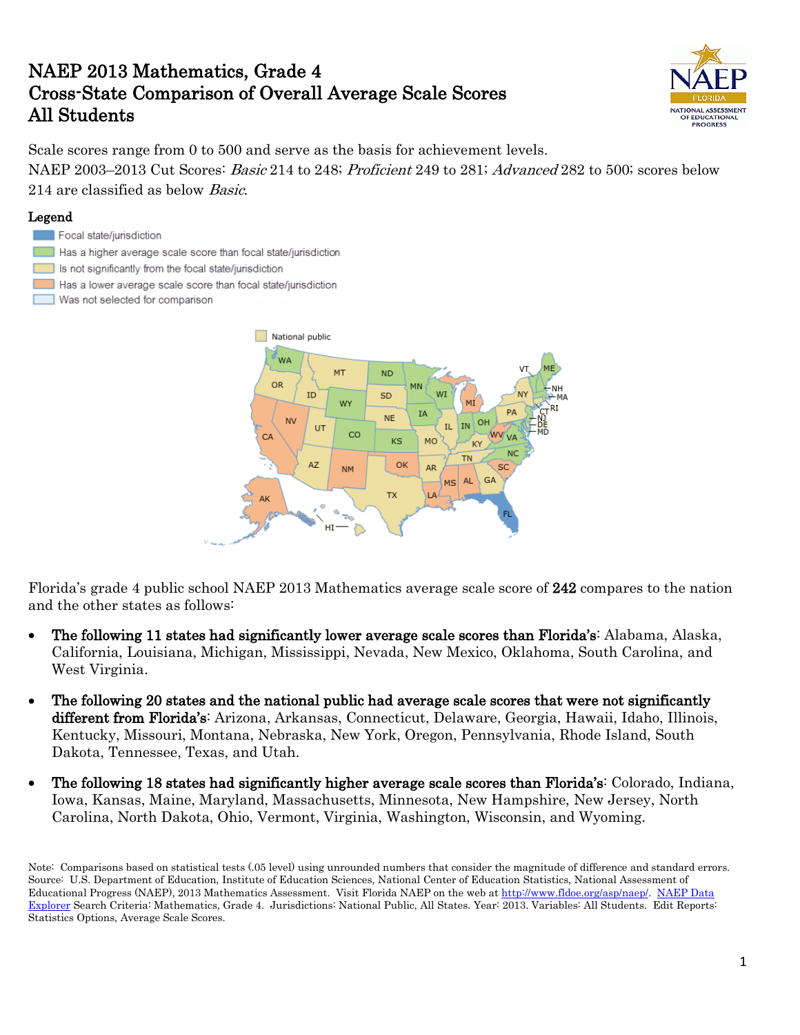# NAEP 2013 Mathematics, Grade 4
# Cross-State Comparison of Overall Average Scale Scores
# All Students

Scale scores range from 0 to 500 and serve as the basis for achievement levels.
NAEP 2003–2013 Cut Scores: *Basic* 214 to 248; *Proficient* 249 to 281; *Advanced* 282 to 500; scores below 214 are classified as below *Basic*.

**Legend**

- Focal state/jurisdiction
- Has a higher average scale score than focal state/jurisdiction
- Is not significantly from the focal state/jurisdiction
- Has a lower average scale score than focal state/jurisdiction
- Was not selected for comparison

Florida's grade 4 public school NAEP 2013 Mathematics average scale score of **242** compares to the nation and the other states as follows:

- **The following 11 states had significantly lower average scale scores than Florida's**: Alabama, Alaska, California, Louisiana, Michigan, Mississippi, Nevada, New Mexico, Oklahoma, South Carolina, and West Virginia.
- **The following 20 states and the national public had average scale scores that were not significantly different from Florida's**: Arizona, Arkansas, Connecticut, Delaware, Georgia, Hawaii, Idaho, Illinois, Kentucky, Missouri, Montana, Nebraska, New York, Oregon, Pennsylvania, Rhode Island, South Dakota, Tennessee, Texas, and Utah.
- **The following 18 states had significantly higher average scale scores than Florida's**: Colorado, Indiana, Iowa, Kansas, Maine, Maryland, Massachusetts, Minnesota, New Hampshire, New Jersey, North Carolina, North Dakota, Ohio, Vermont, Virginia, Washington, Wisconsin, and Wyoming.

Note: Comparisons based on statistical tests (.05 level) using unrounded numbers that consider the magnitude of difference and standard errors.
Source: U.S. Department of Education, Institute of Education Sciences, National Center of Education Statistics, National Assessment of Educational Progress (NAEP), 2013 Mathematics Assessment. Visit Florida NAEP on the web at http://www.fldoe.org/asp/naep/. NAEP Data Explorer Search Criteria: Mathematics, Grade 4. Jurisdictions: National Public, All States. Year: 2013. Variables: All Students. Edit Reports: Statistics Options, Average Scale Scores.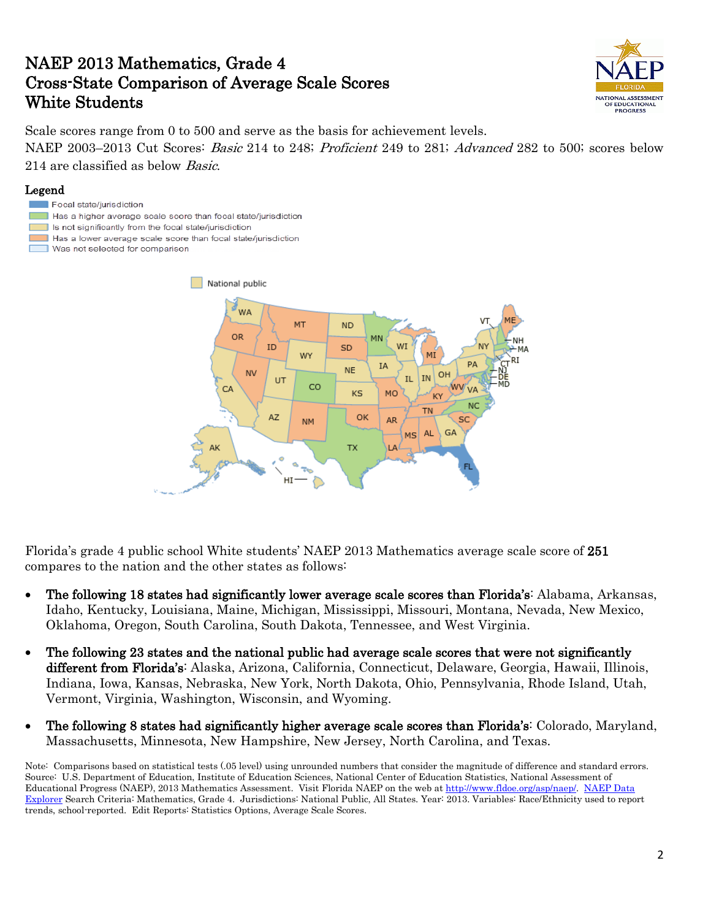# NAEP 2013 Mathematics, Grade 4
# Cross-State Comparison of Average Scale Scores
# White Students

Scale scores range from 0 to 500 and serve as the basis for achievement levels.
NAEP 2003–2013 Cut Scores: *Basic* 214 to 248; *Proficient* 249 to 281; *Advanced* 282 to 500; scores below 214 are classified as below *Basic*.

**Legend**

- Focal state/jurisdiction
- Has a higher average scale score than focal state/jurisdiction
- Is not significantly from the focal state/jurisdiction
- Has a lower average scale score than focal state/jurisdiction
- Was not selected for comparison

National public

Florida's grade 4 public school White students' NAEP 2013 Mathematics average scale score of **251** compares to the nation and the other states as follows:

- **The following 18 states had significantly lower average scale scores than Florida's**: Alabama, Arkansas, Idaho, Kentucky, Louisiana, Maine, Michigan, Mississippi, Missouri, Montana, Nevada, New Mexico, Oklahoma, Oregon, South Carolina, South Dakota, Tennessee, and West Virginia.
- **The following 23 states and the national public had average scale scores that were not significantly different from Florida's**: Alaska, Arizona, California, Connecticut, Delaware, Georgia, Hawaii, Illinois, Indiana, Iowa, Kansas, Nebraska, New York, North Dakota, Ohio, Pennsylvania, Rhode Island, Utah, Vermont, Virginia, Washington, Wisconsin, and Wyoming.
- **The following 8 states had significantly higher average scale scores than Florida's**: Colorado, Maryland, Massachusetts, Minnesota, New Hampshire, New Jersey, North Carolina, and Texas.

Note: Comparisons based on statistical tests (.05 level) using unrounded numbers that consider the magnitude of difference and standard errors.
Source: U.S. Department of Education, Institute of Education Sciences, National Center of Education Statistics, National Assessment of Educational Progress (NAEP), 2013 Mathematics Assessment. Visit Florida NAEP on the web at http://www.fldoe.org/asp/naep/. NAEP Data Explorer Search Criteria: Mathematics, Grade 4. Jurisdictions: National Public, All States. Year: 2013. Variables: Race/Ethnicity used to report trends, school-reported. Edit Reports: Statistics Options, Average Scale Scores.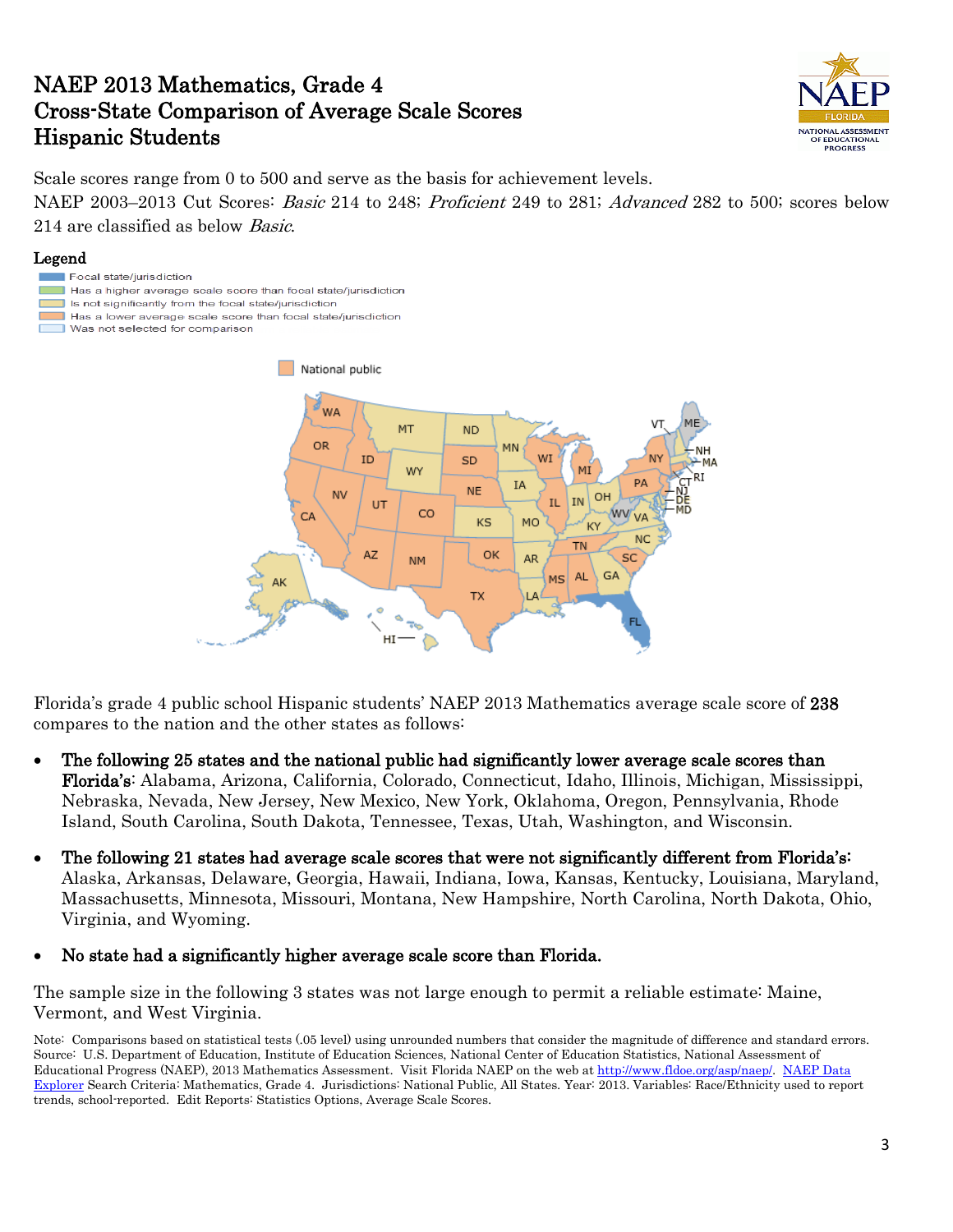# NAEP 2013 Mathematics, Grade 4
# Cross-State Comparison of Average Scale Scores
# Hispanic Students

Scale scores range from 0 to 500 and serve as the basis for achievement levels.
NAEP 2003–2013 Cut Scores: *Basic* 214 to 248; *Proficient* 249 to 281; *Advanced* 282 to 500; scores below 214 are classified as below *Basic*.

**Legend**

- Focal state/jurisdiction
- Has a higher average scale score than focal state/jurisdiction
- Is not significantly from the focal state/jurisdiction
- Has a lower average scale score than focal state/jurisdiction
- Was not selected for comparison

National public

Florida's grade 4 public school Hispanic students' NAEP 2013 Mathematics average scale score of **238** compares to the nation and the other states as follows:

- **The following 25 states and the national public had significantly lower average scale scores than Florida's**: Alabama, Arizona, California, Colorado, Connecticut, Idaho, Illinois, Michigan, Mississippi, Nebraska, Nevada, New Jersey, New Mexico, New York, Oklahoma, Oregon, Pennsylvania, Rhode Island, South Carolina, South Dakota, Tennessee, Texas, Utah, Washington, and Wisconsin.
- **The following 21 states had average scale scores that were not significantly different from Florida's:** Alaska, Arkansas, Delaware, Georgia, Hawaii, Indiana, Iowa, Kansas, Kentucky, Louisiana, Maryland, Massachusetts, Minnesota, Missouri, Montana, New Hampshire, North Carolina, North Dakota, Ohio, Virginia, and Wyoming.
- **No state had a significantly higher average scale score than Florida.**

The sample size in the following 3 states was not large enough to permit a reliable estimate: Maine, Vermont, and West Virginia.

Note: Comparisons based on statistical tests (.05 level) using unrounded numbers that consider the magnitude of difference and standard errors.
Source: U.S. Department of Education, Institute of Education Sciences, National Center of Education Statistics, National Assessment of Educational Progress (NAEP), 2013 Mathematics Assessment. Visit Florida NAEP on the web at http://www.fldoe.org/asp/naep/. NAEP Data Explorer Search Criteria: Mathematics, Grade 4. Jurisdictions: National Public, All States. Year: 2013. Variables: Race/Ethnicity used to report trends, school-reported. Edit Reports: Statistics Options, Average Scale Scores.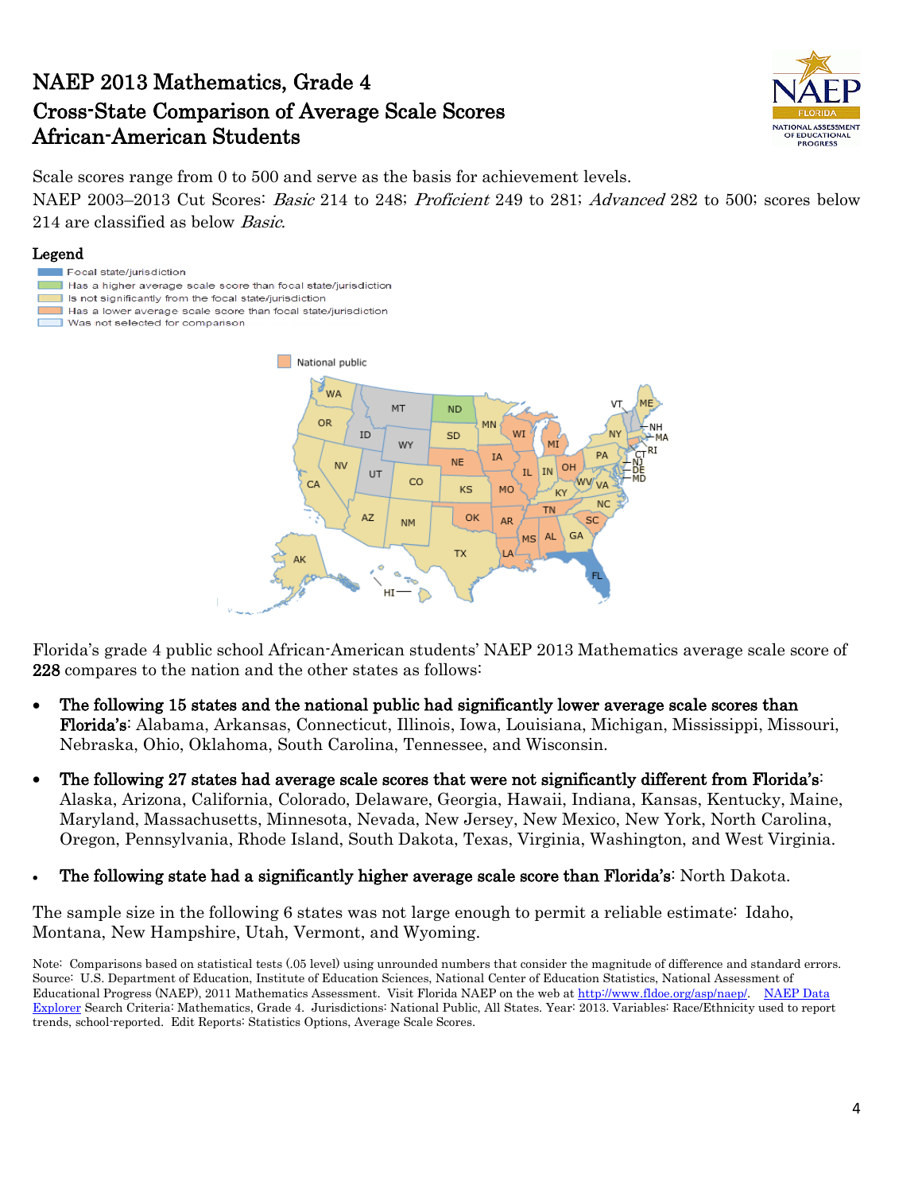# NAEP 2013 Mathematics, Grade 4
# Cross-State Comparison of Average Scale Scores
# African-American Students

Scale scores range from 0 to 500 and serve as the basis for achievement levels.
NAEP 2003–2013 Cut Scores: *Basic* 214 to 248; *Proficient* 249 to 281; *Advanced* 282 to 500; scores below 214 are classified as below *Basic*.

**Legend**

- Focal state/jurisdiction
- Has a higher average scale score than focal state/jurisdiction
- Is not significantly from the focal state/jurisdiction
- Has a lower average scale score than focal state/jurisdiction
- Was not selected for comparison

National public

Florida's grade 4 public school African-American students' NAEP 2013 Mathematics average scale score of **228** compares to the nation and the other states as follows:

- **The following 15 states and the national public had significantly lower average scale scores than Florida's**: Alabama, Arkansas, Connecticut, Illinois, Iowa, Louisiana, Michigan, Mississippi, Missouri, Nebraska, Ohio, Oklahoma, South Carolina, Tennessee, and Wisconsin.
- **The following 27 states had average scale scores that were not significantly different from Florida's**: Alaska, Arizona, California, Colorado, Delaware, Georgia, Hawaii, Indiana, Kansas, Kentucky, Maine, Maryland, Massachusetts, Minnesota, Nevada, New Jersey, New Mexico, New York, North Carolina, Oregon, Pennsylvania, Rhode Island, South Dakota, Texas, Virginia, Washington, and West Virginia.
- **The following state had a significantly higher average scale score than Florida's**: North Dakota.

The sample size in the following 6 states was not large enough to permit a reliable estimate: Idaho, Montana, New Hampshire, Utah, Vermont, and Wyoming.

Note: Comparisons based on statistical tests (.05 level) using unrounded numbers that consider the magnitude of difference and standard errors.
Source: U.S. Department of Education, Institute of Education Sciences, National Center of Education Statistics, National Assessment of Educational Progress (NAEP), 2011 Mathematics Assessment. Visit Florida NAEP on the web at http://www.fldoe.org/asp/naep/. NAEP Data Explorer Search Criteria: Mathematics, Grade 4. Jurisdictions: National Public, All States. Year: 2013. Variables: Race/Ethnicity used to report trends, school-reported. Edit Reports: Statistics Options, Average Scale Scores.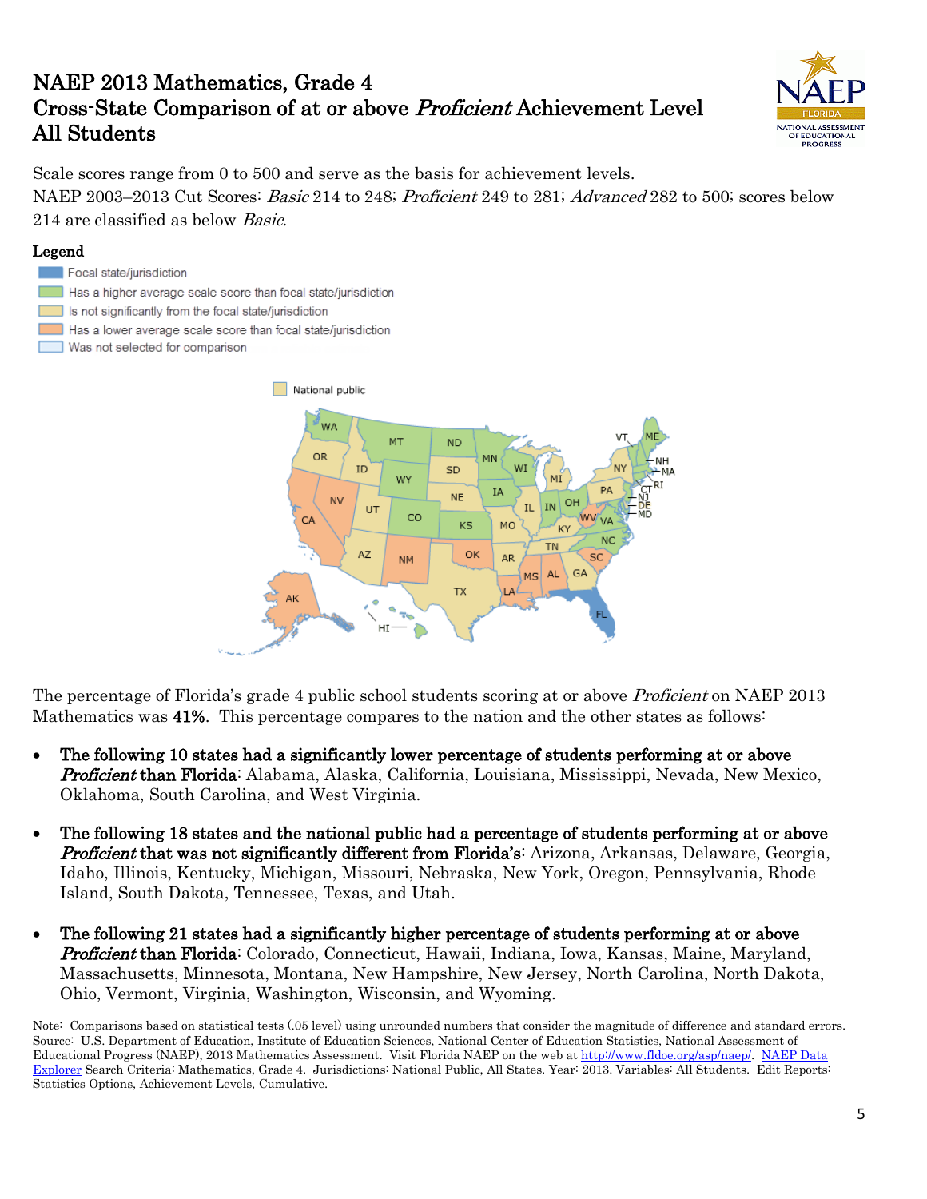# NAEP 2013 Mathematics, Grade 4
# Cross-State Comparison of at or above *Proficient* Achievement Level
# All Students

Scale scores range from 0 to 500 and serve as the basis for achievement levels.
NAEP 2003–2013 Cut Scores: *Basic* 214 to 248; *Proficient* 249 to 281; *Advanced* 282 to 500; scores below 214 are classified as below *Basic*.

**Legend**

- Focal state/jurisdiction
- Has a higher average scale score than focal state/jurisdiction
- Is not significantly from the focal state/jurisdiction
- Has a lower average scale score than focal state/jurisdiction
- Was not selected for comparison

The percentage of Florida's grade 4 public school students scoring at or above *Proficient* on NAEP 2013 Mathematics was **41%**. This percentage compares to the nation and the other states as follows:

- **The following 10 states had a significantly lower percentage of students performing at or above *Proficient* than Florida**: Alabama, Alaska, California, Louisiana, Mississippi, Nevada, New Mexico, Oklahoma, South Carolina, and West Virginia.

- **The following 18 states and the national public had a percentage of students performing at or above *Proficient* that was not significantly different from Florida's**: Arizona, Arkansas, Delaware, Georgia, Idaho, Illinois, Kentucky, Michigan, Missouri, Nebraska, New York, Oregon, Pennsylvania, Rhode Island, South Dakota, Tennessee, Texas, and Utah.

- **The following 21 states had a significantly higher percentage of students performing at or above *Proficient* than Florida**: Colorado, Connecticut, Hawaii, Indiana, Iowa, Kansas, Maine, Maryland, Massachusetts, Minnesota, Montana, New Hampshire, New Jersey, North Carolina, North Dakota, Ohio, Vermont, Virginia, Washington, Wisconsin, and Wyoming.

Note: Comparisons based on statistical tests (.05 level) using unrounded numbers that consider the magnitude of difference and standard errors.
Source: U.S. Department of Education, Institute of Education Sciences, National Center of Education Statistics, National Assessment of Educational Progress (NAEP), 2013 Mathematics Assessment. Visit Florida NAEP on the web at http://www.fldoe.org/asp/naep/. NAEP Data Explorer Search Criteria: Mathematics, Grade 4. Jurisdictions: National Public, All States. Year: 2013. Variables: All Students. Edit Reports: Statistics Options, Achievement Levels, Cumulative.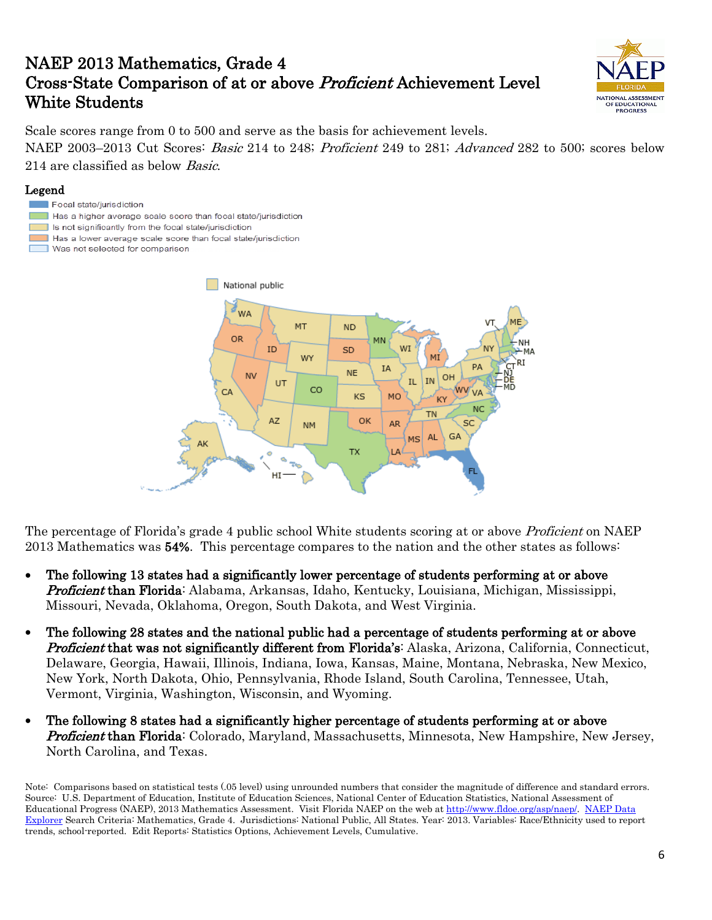# NAEP 2013 Mathematics, Grade 4
# Cross-State Comparison of at or above *Proficient* Achievement Level
# White Students

Scale scores range from 0 to 500 and serve as the basis for achievement levels.
NAEP 2003–2013 Cut Scores: *Basic* 214 to 248; *Proficient* 249 to 281; *Advanced* 282 to 500; scores below 214 are classified as below *Basic*.

**Legend**

- Focal state/jurisdiction
- Has a higher average scale score than focal state/jurisdiction
- Is not significantly from the focal state/jurisdiction
- Has a lower average scale score than focal state/jurisdiction
- Was not selected for comparison

National public

The percentage of Florida's grade 4 public school White students scoring at or above *Proficient* on NAEP 2013 Mathematics was **54%**. This percentage compares to the nation and the other states as follows:

- **The following 13 states had a significantly lower percentage of students performing at or above *Proficient* than Florida**: Alabama, Arkansas, Idaho, Kentucky, Louisiana, Michigan, Mississippi, Missouri, Nevada, Oklahoma, Oregon, South Dakota, and West Virginia.
- **The following 28 states and the national public had a percentage of students performing at or above *Proficient* that was not significantly different from Florida's**: Alaska, Arizona, California, Connecticut, Delaware, Georgia, Hawaii, Illinois, Indiana, Iowa, Kansas, Maine, Montana, Nebraska, New Mexico, New York, North Dakota, Ohio, Pennsylvania, Rhode Island, South Carolina, Tennessee, Utah, Vermont, Virginia, Washington, Wisconsin, and Wyoming.
- **The following 8 states had a significantly higher percentage of students performing at or above *Proficient* than Florida**: Colorado, Maryland, Massachusetts, Minnesota, New Hampshire, New Jersey, North Carolina, and Texas.

Note: Comparisons based on statistical tests (.05 level) using unrounded numbers that consider the magnitude of difference and standard errors.
Source: U.S. Department of Education, Institute of Education Sciences, National Center of Education Statistics, National Assessment of Educational Progress (NAEP), 2013 Mathematics Assessment. Visit Florida NAEP on the web at http://www.fldoe.org/asp/naep/. NAEP Data Explorer Search Criteria: Mathematics, Grade 4. Jurisdictions: National Public, All States. Year: 2013. Variables: Race/Ethnicity used to report trends, school-reported. Edit Reports: Statistics Options, Achievement Levels, Cumulative.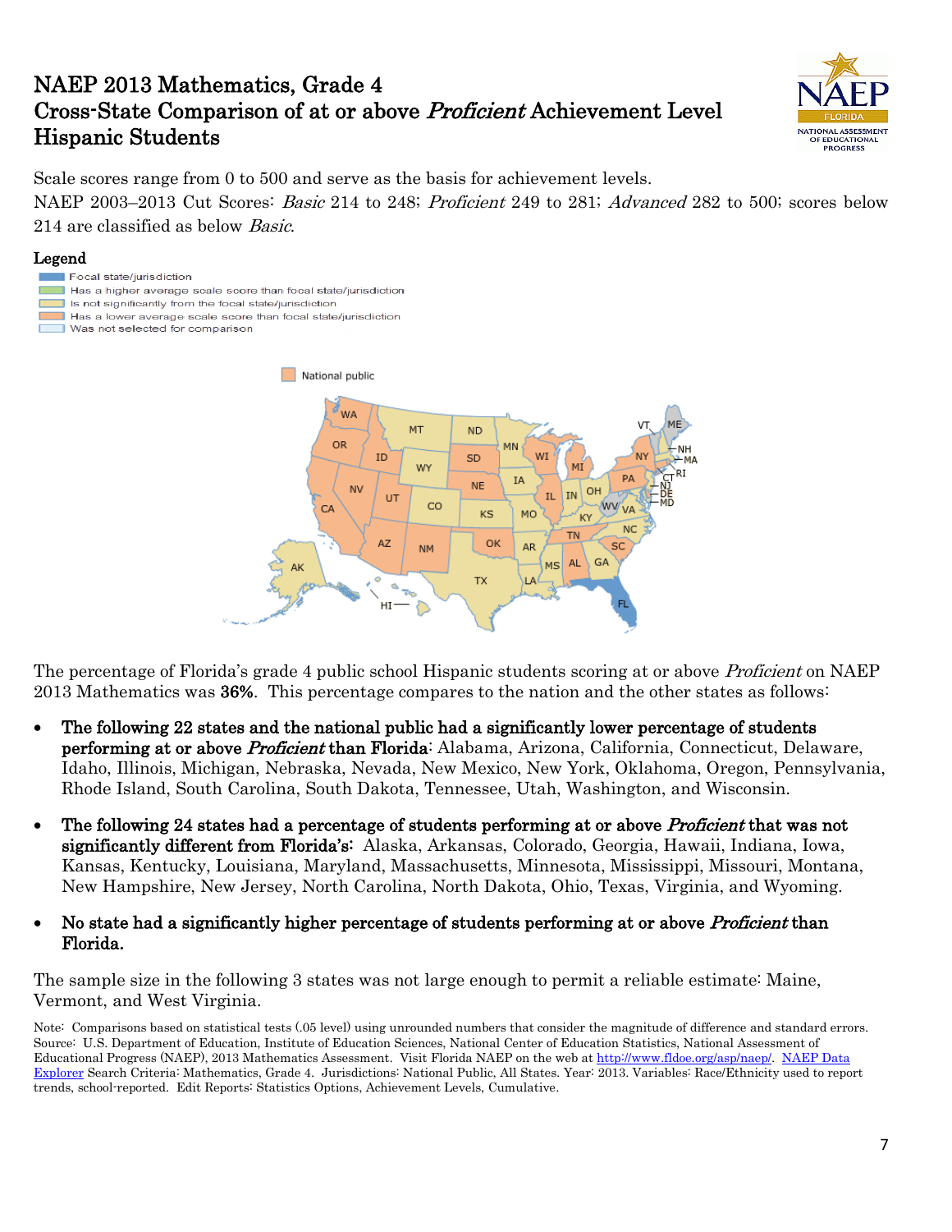# NAEP 2013 Mathematics, Grade 4
# Cross-State Comparison of at or above *Proficient* Achievement Level
# Hispanic Students

Scale scores range from 0 to 500 and serve as the basis for achievement levels.
NAEP 2003–2013 Cut Scores: *Basic* 214 to 248; *Proficient* 249 to 281; *Advanced* 282 to 500; scores below 214 are classified as below *Basic*.

**Legend**

- Focal state/jurisdiction
- Has a higher average scale score than focal state/jurisdiction
- Is not significantly from the focal state/jurisdiction
- Has a lower average scale score than focal state/jurisdiction
- Was not selected for comparison

National public

The percentage of Florida's grade 4 public school Hispanic students scoring at or above *Proficient* on NAEP 2013 Mathematics was **36%**. This percentage compares to the nation and the other states as follows:

- **The following 22 states and the national public had a significantly lower percentage of students performing at or above *Proficient* than Florida**: Alabama, Arizona, California, Connecticut, Delaware, Idaho, Illinois, Michigan, Nebraska, Nevada, New Mexico, New York, Oklahoma, Oregon, Pennsylvania, Rhode Island, South Carolina, South Dakota, Tennessee, Utah, Washington, and Wisconsin.
- **The following 24 states had a percentage of students performing at or above *Proficient* that was not significantly different from Florida's:** Alaska, Arkansas, Colorado, Georgia, Hawaii, Indiana, Iowa, Kansas, Kentucky, Louisiana, Maryland, Massachusetts, Minnesota, Mississippi, Missouri, Montana, New Hampshire, New Jersey, North Carolina, North Dakota, Ohio, Texas, Virginia, and Wyoming.
- **No state had a significantly higher percentage of students performing at or above *Proficient* than Florida.**

The sample size in the following 3 states was not large enough to permit a reliable estimate: Maine, Vermont, and West Virginia.

Note: Comparisons based on statistical tests (.05 level) using unrounded numbers that consider the magnitude of difference and standard errors.
Source: U.S. Department of Education, Institute of Education Sciences, National Center of Education Statistics, National Assessment of Educational Progress (NAEP), 2013 Mathematics Assessment. Visit Florida NAEP on the web at http://www.fldoe.org/asp/naep/. NAEP Data Explorer Search Criteria: Mathematics, Grade 4. Jurisdictions: National Public, All States. Year: 2013. Variables: Race/Ethnicity used to report trends, school-reported. Edit Reports: Statistics Options, Achievement Levels, Cumulative.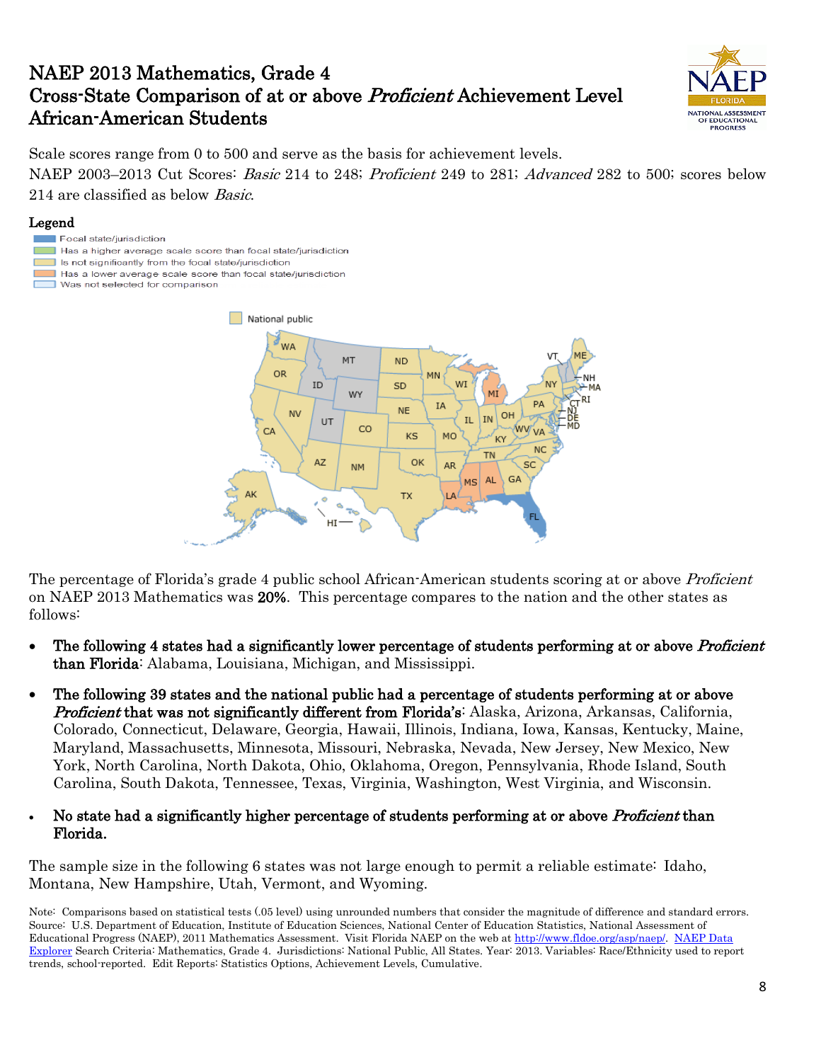# NAEP 2013 Mathematics, Grade 4
# Cross-State Comparison of at or above *Proficient* Achievement Level
# African-American Students

Scale scores range from 0 to 500 and serve as the basis for achievement levels.
NAEP 2003–2013 Cut Scores: *Basic* 214 to 248; *Proficient* 249 to 281; *Advanced* 282 to 500; scores below 214 are classified as below *Basic*.

**Legend**

Focal state/jurisdiction
Has a higher average scale score than focal state/jurisdiction
Is not significantly from the focal state/jurisdiction
Has a lower average scale score than focal state/jurisdiction
Was not selected for comparison

National public

WA
MT
ND
OR
ID
WY
SD
MN
WI
MI
VT
ME
NH
MA
RI
CT
NJ
DE
MD
NY
PA
NV
UT
CO
NE
IA
IL
IN
OH
WV
VA
KY
CA
KS
MO
NC
TN
SC
AZ
NM
OK
AR
MS
AL
GA
TX
LA
FL
AK
HI

The percentage of Florida's grade 4 public school African-American students scoring at or above *Proficient* on NAEP 2013 Mathematics was **20%**. This percentage compares to the nation and the other states as follows:

- **The following 4 states had a significantly lower percentage of students performing at or above *Proficient* than Florida**: Alabama, Louisiana, Michigan, and Mississippi.
- **The following 39 states and the national public had a percentage of students performing at or above *Proficient* that was not significantly different from Florida's**: Alaska, Arizona, Arkansas, California, Colorado, Connecticut, Delaware, Georgia, Hawaii, Illinois, Indiana, Iowa, Kansas, Kentucky, Maine, Maryland, Massachusetts, Minnesota, Missouri, Nebraska, Nevada, New Jersey, New Mexico, New York, North Carolina, North Dakota, Ohio, Oklahoma, Oregon, Pennsylvania, Rhode Island, South Carolina, South Dakota, Tennessee, Texas, Virginia, Washington, West Virginia, and Wisconsin.
- **No state had a significantly higher percentage of students performing at or above *Proficient* than Florida.**

The sample size in the following 6 states was not large enough to permit a reliable estimate: Idaho, Montana, New Hampshire, Utah, Vermont, and Wyoming.

Note: Comparisons based on statistical tests (.05 level) using unrounded numbers that consider the magnitude of difference and standard errors.
Source: U.S. Department of Education, Institute of Education Sciences, National Center of Education Statistics, National Assessment of Educational Progress (NAEP), 2011 Mathematics Assessment. Visit Florida NAEP on the web at http://www.fldoe.org/asp/naep/. NAEP Data Explorer Search Criteria: Mathematics, Grade 4. Jurisdictions: National Public, All States. Year: 2013. Variables: Race/Ethnicity used to report trends, school-reported. Edit Reports: Statistics Options, Achievement Levels, Cumulative.